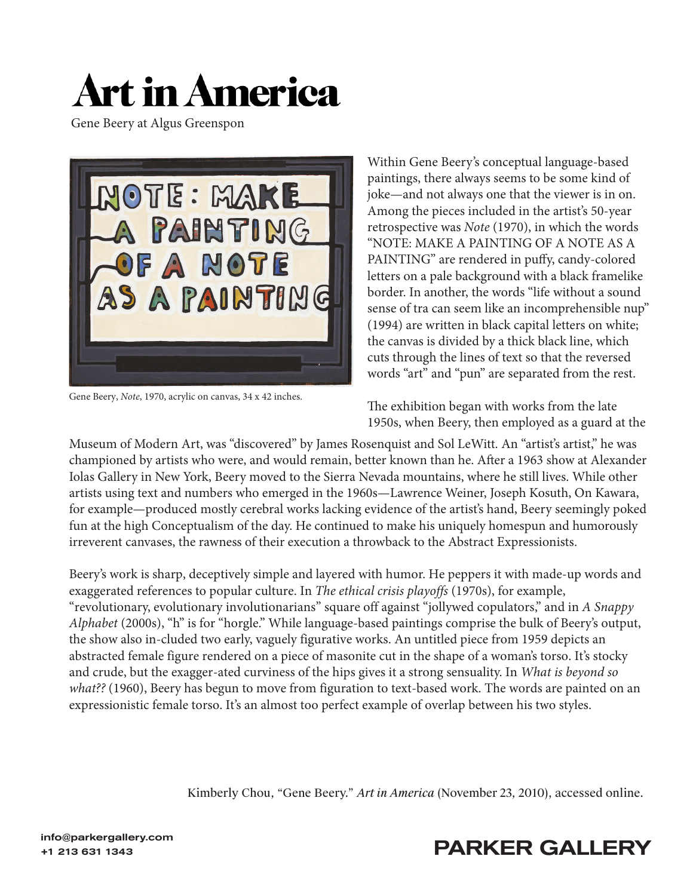# Art in America

Gene Beery at Algus Greenspon

Gene Beery, *Note*, 1970, acrylic on canvas, 34 x 42 inches.

Within Gene Beery's conceptual language-based paintings, there always seems to be some kind of joke—and not always one that the viewer is in on. Among the pieces included in the artist's 50-year retrospective was *Note* (1970), in which the words "NOTE: MAKE A PAINTING OF A NOTE AS A PAINTING" are rendered in puffy, candy-colored letters on a pale background with a black framelike border. In another, the words "life without a sound sense of tra can seem like an incomprehensible nup" (1994) are written in black capital letters on white; the canvas is divided by a thick black line, which cuts through the lines of text so that the reversed words "art" and "pun" are separated from the rest.

The exhibition began with works from the late 1950s, when Beery, then employed as a guard at the Museum of Modern Art, was "discovered" by James Rosenquist and Sol LeWitt. An "artist's artist," he was championed by artists who were, and would remain, better known than he. After a 1963 show at Alexander Iolas Gallery in New York, Beery moved to the Sierra Nevada mountains, where he still lives. While other artists using text and numbers who emerged in the 1960s—Lawrence Weiner, Joseph Kosuth, On Kawara, for example—produced mostly cerebral works lacking evidence of the artist's hand, Beery seemingly poked fun at the high Conceptualism of the day. He continued to make his uniquely homespun and humorously irreverent canvases, the rawness of their execution a throwback to the Abstract Expressionists.

Beery's work is sharp, deceptively simple and layered with humor. He peppers it with made-up words and exaggerated references to popular culture. In *The ethical crisis playoffs* (1970s), for example, "revolutionary, evolutionary involutionarians" square off against "jollywed copulators," and in *A Snappy Alphabet* (2000s), "h" is for "horgle." While language-based paintings comprise the bulk of Beery's output, the show also in-cluded two early, vaguely figurative works. An untitled piece from 1959 depicts an abstracted female figure rendered on a piece of masonite cut in the shape of a woman's torso. It's stocky and crude, but the exagger-ated curviness of the hips gives it a strong sensuality. In *What is beyond so what??* (1960), Beery has begun to move from figuration to text-based work. The words are painted on an expressionistic female torso. It's an almost too perfect example of overlap between his two styles.

Kimberly Chou, "Gene Beery." *Art in America* (November 23, 2010), accessed online.

info@parkergallery.com
+1 213 631 1343

PARKER GALLERY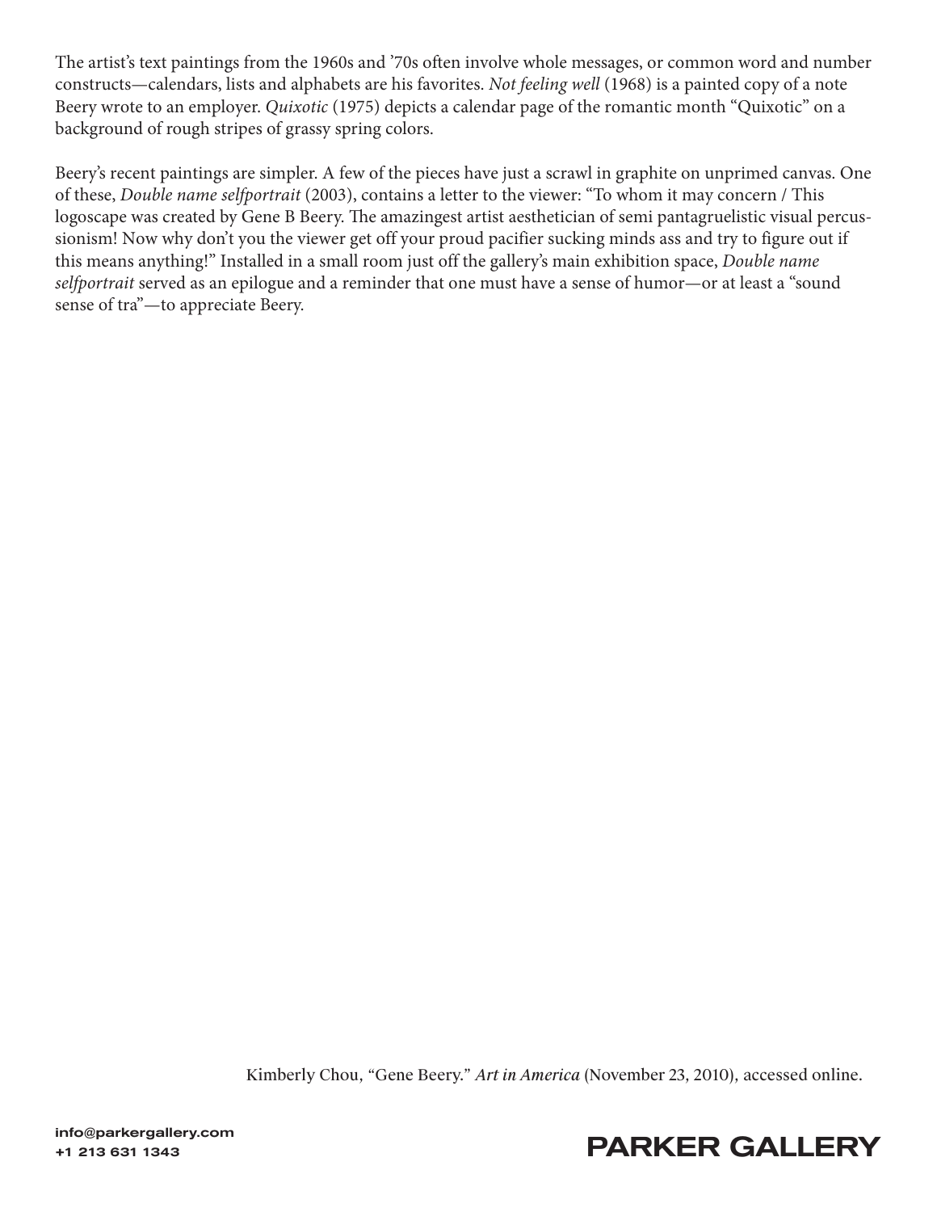The artist's text paintings from the 1960s and '70s often involve whole messages, or common word and number constructs—calendars, lists and alphabets are his favorites. *Not feeling well* (1968) is a painted copy of a note Beery wrote to an employer. *Quixotic* (1975) depicts a calendar page of the romantic month "Quixotic" on a background of rough stripes of grassy spring colors.

Beery's recent paintings are simpler. A few of the pieces have just a scrawl in graphite on unprimed canvas. One of these, *Double name selfportrait* (2003), contains a letter to the viewer: "To whom it may concern / This logoscape was created by Gene B Beery. The amazingest artist aesthetician of semi pantagruelistic visual percussionism! Now why don't you the viewer get off your proud pacifier sucking minds ass and try to figure out if this means anything!" Installed in a small room just off the gallery's main exhibition space, *Double name selfportrait* served as an epilogue and a reminder that one must have a sense of humor—or at least a "sound sense of tra"—to appreciate Beery.

Kimberly Chou, "Gene Beery." *Art in America* (November 23, 2010), accessed online.

info@parkergallery.com
+1 213 631 1343

PARKER GALLERY